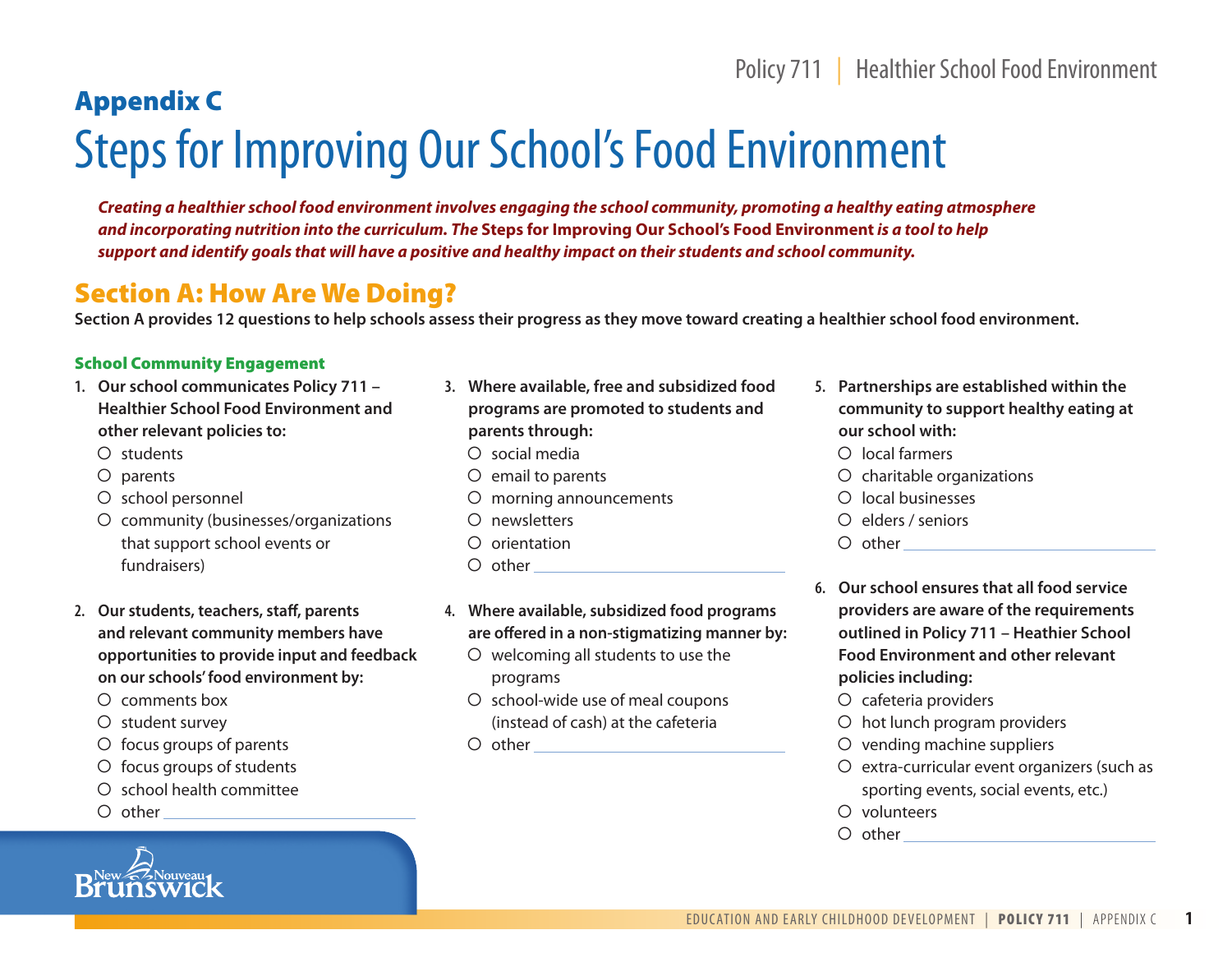## Appendix C

# Steps for Improving Our School's Food Environment

***Creating a healthier school food environment involves engaging the school community, promoting a healthy eating atmosphere and incorporating nutrition into the curriculum. The* Steps for Improving Our School's Food Environment *is a tool to help support and identify goals that will have a positive and healthy impact on their students and school community.***

## Section A: How Are We Doing?

**Section A provides 12 questions to help schools assess their progress as they move toward creating a healthier school food environment.**

### School Community Engagement

1. **Our school communicates Policy 711 – Healthier School Food Environment and other relevant policies to:**
   - ○ students
   - ○ parents
   - ○ school personnel
   - ○ community (businesses/organizations that support school events or fundraisers)

2. **Our students, teachers, staff, parents and relevant community members have opportunities to provide input and feedback on our schools' food environment by:**
   - ○ comments box
   - ○ student survey
   - ○ focus groups of parents
   - ○ focus groups of students
   - ○ school health committee
   - ○ other ______________________

3. **Where available, free and subsidized food programs are promoted to students and parents through:**
   - ○ social media
   - ○ email to parents
   - ○ morning announcements
   - ○ newsletters
   - ○ orientation
   - ○ other ______________________

4. **Where available, subsidized food programs are offered in a non-stigmatizing manner by:**
   - ○ welcoming all students to use the programs
   - ○ school-wide use of meal coupons (instead of cash) at the cafeteria
   - ○ other ______________________

5. **Partnerships are established within the community to support healthy eating at our school with:**
   - ○ local farmers
   - ○ charitable organizations
   - ○ local businesses
   - ○ elders / seniors
   - ○ other ______________________

6. **Our school ensures that all food service providers are aware of the requirements outlined in Policy 711 – Heathier School Food Environment and other relevant policies including:**
   - ○ cafeteria providers
   - ○ hot lunch program providers
   - ○ vending machine suppliers
   - ○ extra-curricular event organizers (such as sporting events, social events, etc.)
   - ○ volunteers
   - ○ other ______________________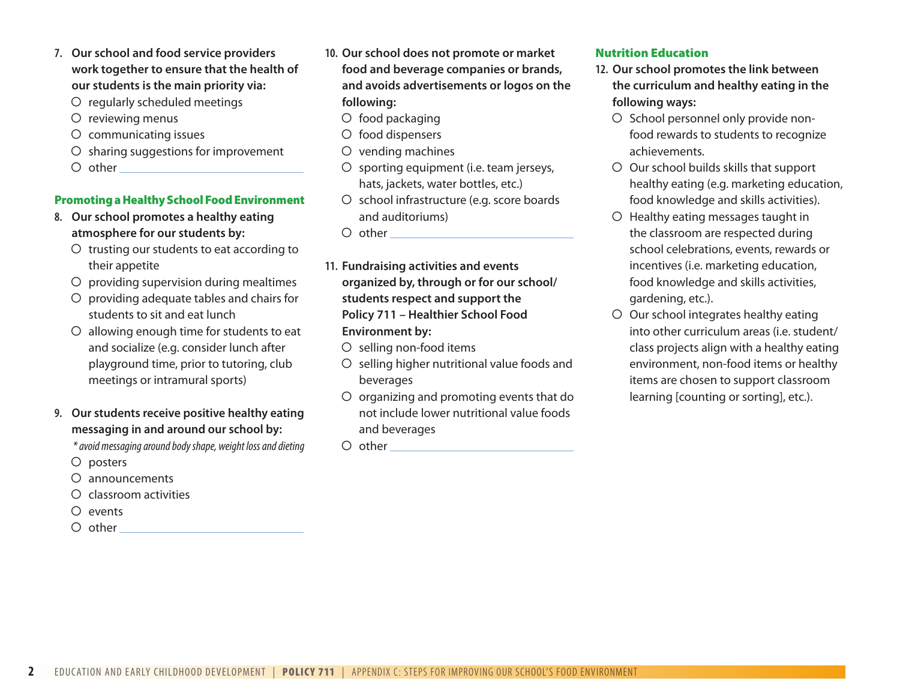7. **Our school and food service providers work together to ensure that the health of our students is the main priority via:**
   - ○ regularly scheduled meetings
   - ○ reviewing menus
   - ○ communicating issues
   - ○ sharing suggestions for improvement
   - ○ other ______________________

## Promoting a Healthy School Food Environment

8. **Our school promotes a healthy eating atmosphere for our students by:**
   - ○ trusting our students to eat according to their appetite
   - ○ providing supervision during mealtimes
   - ○ providing adequate tables and chairs for students to sit and eat lunch
   - ○ allowing enough time for students to eat and socialize (e.g. consider lunch after playground time, prior to tutoring, club meetings or intramural sports)

9. **Our students receive positive healthy eating messaging in and around our school by:**

   *\* avoid messaging around body shape, weight loss and dieting*
   - ○ posters
   - ○ announcements
   - ○ classroom activities
   - ○ events
   - ○ other ______________________

10. **Our school does not promote or market food and beverage companies or brands, and avoids advertisements or logos on the following:**
    - ○ food packaging
    - ○ food dispensers
    - ○ vending machines
    - ○ sporting equipment (i.e. team jerseys, hats, jackets, water bottles, etc.)
    - ○ school infrastructure (e.g. score boards and auditoriums)
    - ○ other ______________________

11. **Fundraising activities and events organized by, through or for our school/ students respect and support the Policy 711 – Healthier School Food Environment by:**
    - ○ selling non-food items
    - ○ selling higher nutritional value foods and beverages
    - ○ organizing and promoting events that do not include lower nutritional value foods and beverages
    - ○ other ______________________

## Nutrition Education

12. **Our school promotes the link between the curriculum and healthy eating in the following ways:**
    - ○ School personnel only provide non-food rewards to students to recognize achievements.
    - ○ Our school builds skills that support healthy eating (e.g. marketing education, food knowledge and skills activities).
    - ○ Healthy eating messages taught in the classroom are respected during school celebrations, events, rewards or incentives (i.e. marketing education, food knowledge and skills activities, gardening, etc.).
    - ○ Our school integrates healthy eating into other curriculum areas (i.e. student/ class projects align with a healthy eating environment, non-food items or healthy items are chosen to support classroom learning [counting or sorting], etc.).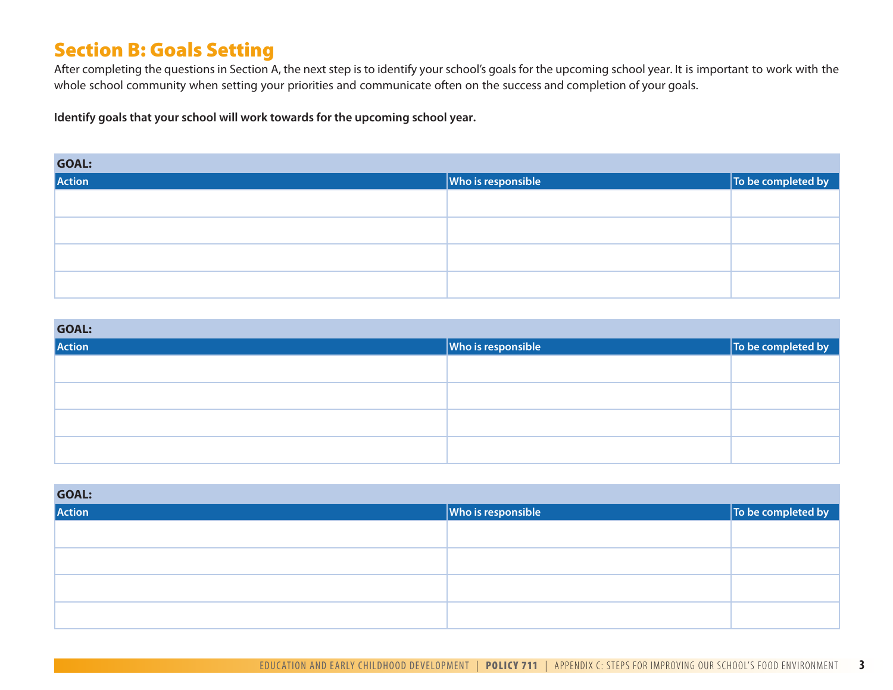## Section B: Goals Setting

After completing the questions in Section A, the next step is to identify your school's goals for the upcoming school year. It is important to work with the whole school community when setting your priorities and communicate often on the success and completion of your goals.

**Identify goals that your school will work towards for the upcoming school year.**

| **GOAL:** | | |
|---|---|---|
| **Action** | **Who is responsible** | **To be completed by** |
| | | |
| | | |
| | | |
| | | |

| **GOAL:** | | |
|---|---|---|
| **Action** | **Who is responsible** | **To be completed by** |
| | | |
| | | |
| | | |
| | | |

| **GOAL:** | | |
|---|---|---|
| **Action** | **Who is responsible** | **To be completed by** |
| | | |
| | | |
| | | |
| | | |